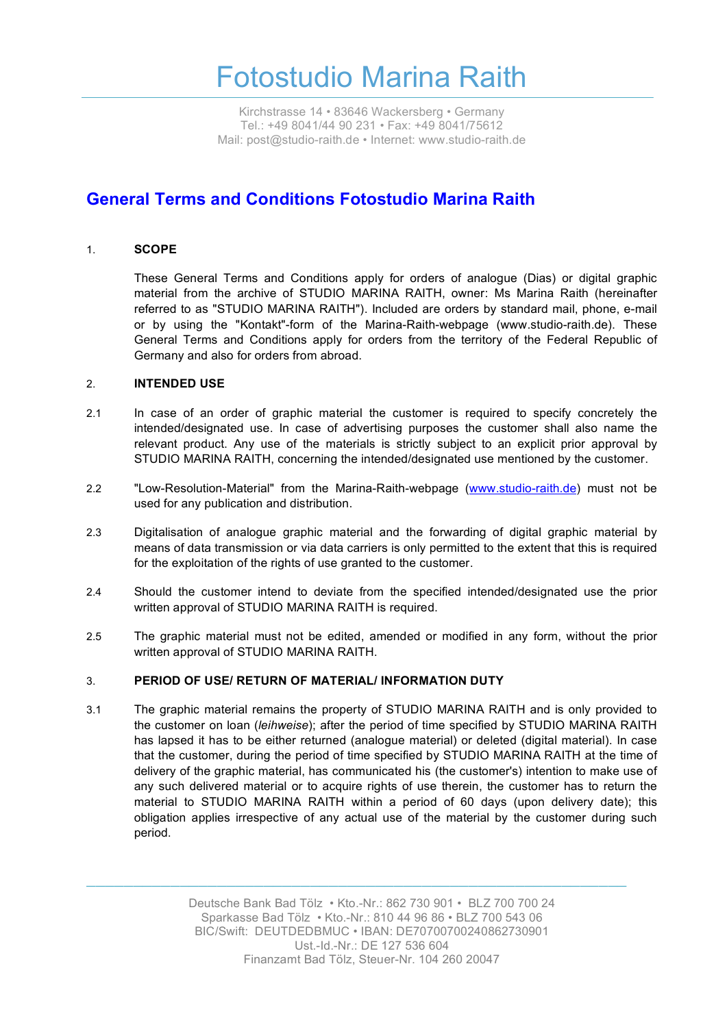# Fotostudio Marina Raith

Kirchstrasse 14 • 83646 Wackersberg • Germany
Tel.: +49 8041/44 90 231 • Fax: +49 8041/75612
Mail: post@studio-raith.de • Internet: www.studio-raith.de

## General Terms and Conditions Fotostudio Marina Raith

### 1. SCOPE

These General Terms and Conditions apply for orders of analogue (Dias) or digital graphic material from the archive of STUDIO MARINA RAITH, owner: Ms Marina Raith (hereinafter referred to as "STUDIO MARINA RAITH"). Included are orders by standard mail, phone, e-mail or by using the "Kontakt"-form of the Marina-Raith-webpage (www.studio-raith.de). These General Terms and Conditions apply for orders from the territory of the Federal Republic of Germany and also for orders from abroad.

### 2. INTENDED USE

2.1 In case of an order of graphic material the customer is required to specify concretely the intended/designated use. In case of advertising purposes the customer shall also name the relevant product. Any use of the materials is strictly subject to an explicit prior approval by STUDIO MARINA RAITH, concerning the intended/designated use mentioned by the customer.

2.2 "Low-Resolution-Material" from the Marina-Raith-webpage (www.studio-raith.de) must not be used for any publication and distribution.

2.3 Digitalisation of analogue graphic material and the forwarding of digital graphic material by means of data transmission or via data carriers is only permitted to the extent that this is required for the exploitation of the rights of use granted to the customer.

2.4 Should the customer intend to deviate from the specified intended/designated use the prior written approval of STUDIO MARINA RAITH is required.

2.5 The graphic material must not be edited, amended or modified in any form, without the prior written approval of STUDIO MARINA RAITH.

### 3. PERIOD OF USE/ RETURN OF MATERIAL/ INFORMATION DUTY

3.1 The graphic material remains the property of STUDIO MARINA RAITH and is only provided to the customer on loan (*leihweise*); after the period of time specified by STUDIO MARINA RAITH has lapsed it has to be either returned (analogue material) or deleted (digital material). In case that the customer, during the period of time specified by STUDIO MARINA RAITH at the time of delivery of the graphic material, has communicated his (the customer's) intention to make use of any such delivered material or to acquire rights of use therein, the customer has to return the material to STUDIO MARINA RAITH within a period of 60 days (upon delivery date); this obligation applies irrespective of any actual use of the material by the customer during such period.

Deutsche Bank Bad Tölz • Kto.-Nr.: 862 730 901 • BLZ 700 700 24
Sparkasse Bad Tölz • Kto.-Nr.: 810 44 96 86 • BLZ 700 543 06
BIC/Swift: DEUTDEDBMUC • IBAN: DE70700700240862730901
Ust.-Id.-Nr.: DE 127 536 604
Finanzamt Bad Tölz, Steuer-Nr. 104 260 20047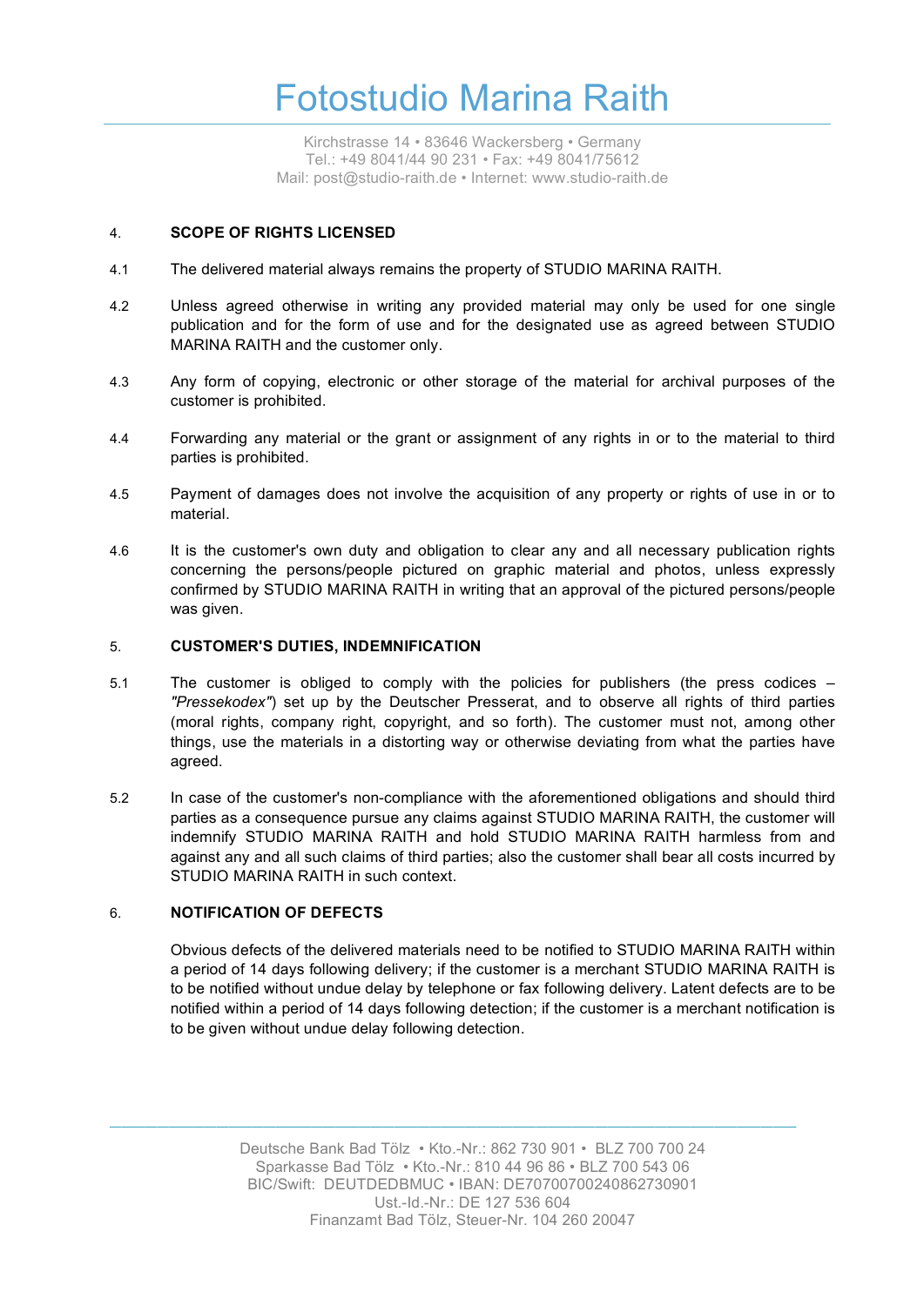## 4. SCOPE OF RIGHTS LICENSED

4.1 The delivered material always remains the property of STUDIO MARINA RAITH.

4.2 Unless agreed otherwise in writing any provided material may only be used for one single publication and for the form of use and for the designated use as agreed between STUDIO MARINA RAITH and the customer only.

4.3 Any form of copying, electronic or other storage of the material for archival purposes of the customer is prohibited.

4.4 Forwarding any material or the grant or assignment of any rights in or to the material to third parties is prohibited.

4.5 Payment of damages does not involve the acquisition of any property or rights of use in or to material.

4.6 It is the customer's own duty and obligation to clear any and all necessary publication rights concerning the persons/people pictured on graphic material and photos, unless expressly confirmed by STUDIO MARINA RAITH in writing that an approval of the pictured persons/people was given.

## 5. CUSTOMER'S DUTIES, INDEMNIFICATION

5.1 The customer is obliged to comply with the policies for publishers (the press codices – *"Pressekodex"*) set up by the Deutscher Presserat, and to observe all rights of third parties (moral rights, company right, copyright, and so forth). The customer must not, among other things, use the materials in a distorting way or otherwise deviating from what the parties have agreed.

5.2 In case of the customer's non-compliance with the aforementioned obligations and should third parties as a consequence pursue any claims against STUDIO MARINA RAITH, the customer will indemnify STUDIO MARINA RAITH and hold STUDIO MARINA RAITH harmless from and against any and all such claims of third parties; also the customer shall bear all costs incurred by STUDIO MARINA RAITH in such context.

## 6. NOTIFICATION OF DEFECTS

Obvious defects of the delivered materials need to be notified to STUDIO MARINA RAITH within a period of 14 days following delivery; if the customer is a merchant STUDIO MARINA RAITH is to be notified without undue delay by telephone or fax following delivery. Latent defects are to be notified within a period of 14 days following detection; if the customer is a merchant notification is to be given without undue delay following detection.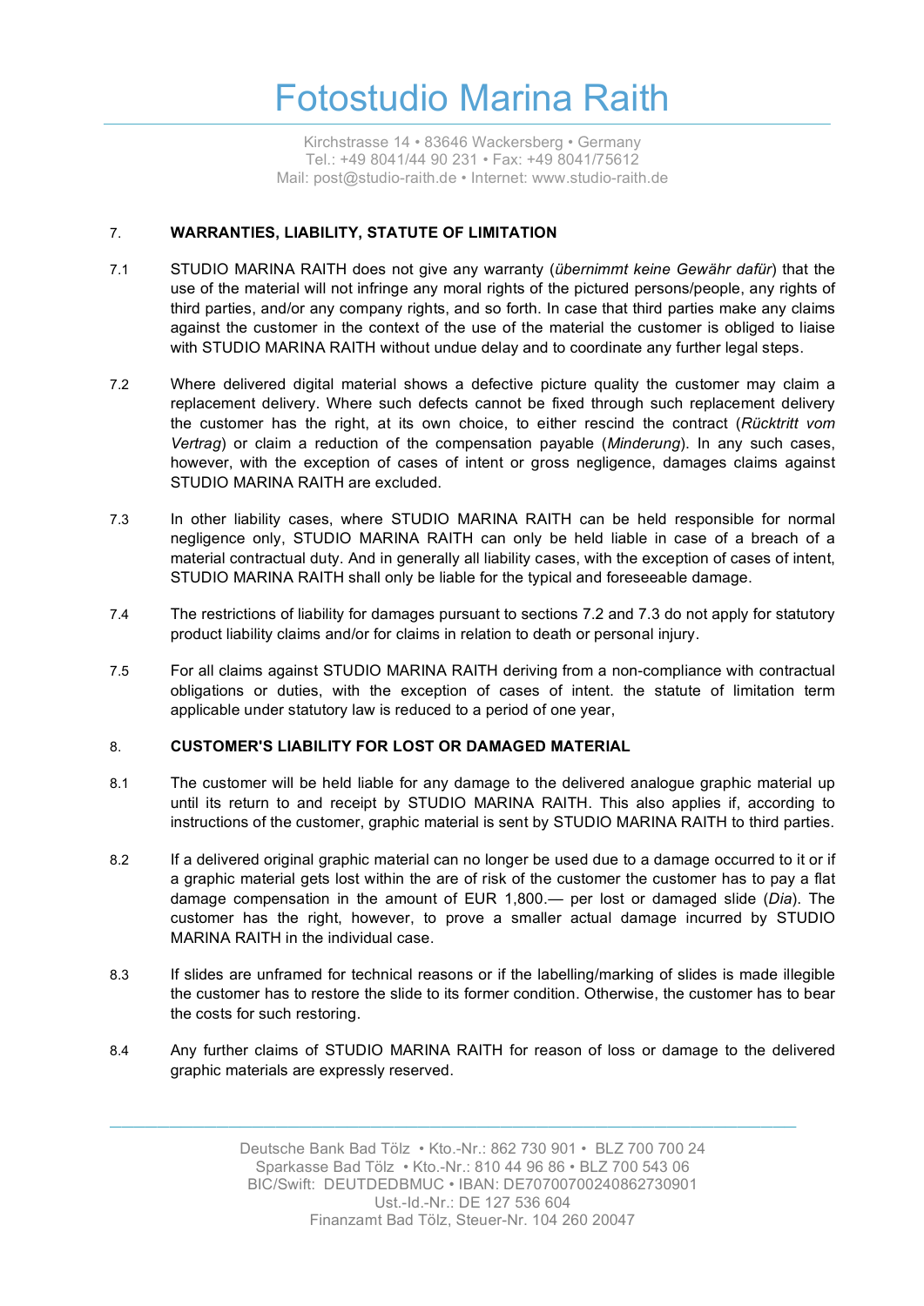## 7. WARRANTIES, LIABILITY, STATUTE OF LIMITATION

7.1 STUDIO MARINA RAITH does not give any warranty (*übernimmt keine Gewähr dafür*) that the use of the material will not infringe any moral rights of the pictured persons/people, any rights of third parties, and/or any company rights, and so forth. In case that third parties make any claims against the customer in the context of the use of the material the customer is obliged to liaise with STUDIO MARINA RAITH without undue delay and to coordinate any further legal steps.

7.2 Where delivered digital material shows a defective picture quality the customer may claim a replacement delivery. Where such defects cannot be fixed through such replacement delivery the customer has the right, at its own choice, to either rescind the contract (*Rücktritt vom Vertrag*) or claim a reduction of the compensation payable (*Minderung*). In any such cases, however, with the exception of cases of intent or gross negligence, damages claims against STUDIO MARINA RAITH are excluded.

7.3 In other liability cases, where STUDIO MARINA RAITH can be held responsible for normal negligence only, STUDIO MARINA RAITH can only be held liable in case of a breach of a material contractual duty. And in generally all liability cases, with the exception of cases of intent, STUDIO MARINA RAITH shall only be liable for the typical and foreseeable damage.

7.4 The restrictions of liability for damages pursuant to sections 7.2 and 7.3 do not apply for statutory product liability claims and/or for claims in relation to death or personal injury.

7.5 For all claims against STUDIO MARINA RAITH deriving from a non-compliance with contractual obligations or duties, with the exception of cases of intent. the statute of limitation term applicable under statutory law is reduced to a period of one year,

## 8. CUSTOMER'S LIABILITY FOR LOST OR DAMAGED MATERIAL

8.1 The customer will be held liable for any damage to the delivered analogue graphic material up until its return to and receipt by STUDIO MARINA RAITH. This also applies if, according to instructions of the customer, graphic material is sent by STUDIO MARINA RAITH to third parties.

8.2 If a delivered original graphic material can no longer be used due to a damage occurred to it or if a graphic material gets lost within the are of risk of the customer the customer has to pay a flat damage compensation in the amount of EUR 1,800.— per lost or damaged slide (*Dia*). The customer has the right, however, to prove a smaller actual damage incurred by STUDIO MARINA RAITH in the individual case.

8.3 If slides are unframed for technical reasons or if the labelling/marking of slides is made illegible the customer has to restore the slide to its former condition. Otherwise, the customer has to bear the costs for such restoring.

8.4 Any further claims of STUDIO MARINA RAITH for reason of loss or damage to the delivered graphic materials are expressly reserved.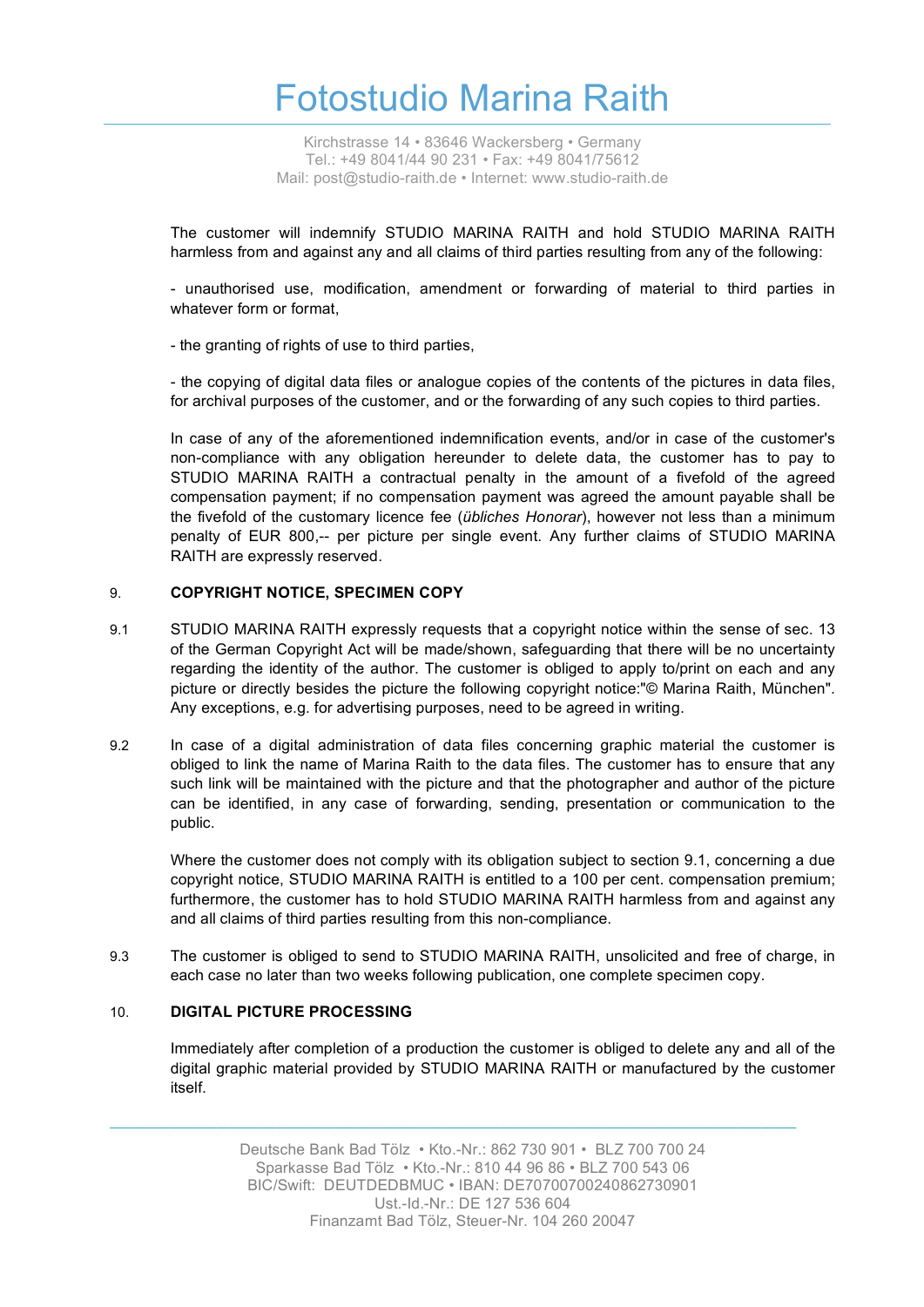The customer will indemnify STUDIO MARINA RAITH and hold STUDIO MARINA RAITH harmless from and against any and all claims of third parties resulting from any of the following:

- unauthorised use, modification, amendment or forwarding of material to third parties in whatever form or format,

- the granting of rights of use to third parties,

- the copying of digital data files or analogue copies of the contents of the pictures in data files, for archival purposes of the customer, and or the forwarding of any such copies to third parties.

In case of any of the aforementioned indemnification events, and/or in case of the customer's non-compliance with any obligation hereunder to delete data, the customer has to pay to STUDIO MARINA RAITH a contractual penalty in the amount of a fivefold of the agreed compensation payment; if no compensation payment was agreed the amount payable shall be the fivefold of the customary licence fee (*übliches Honorar*), however not less than a minimum penalty of EUR 800,-- per picture per single event. Any further claims of STUDIO MARINA RAITH are expressly reserved.

## 9. COPYRIGHT NOTICE, SPECIMEN COPY

9.1 STUDIO MARINA RAITH expressly requests that a copyright notice within the sense of sec. 13 of the German Copyright Act will be made/shown, safeguarding that there will be no uncertainty regarding the identity of the author. The customer is obliged to apply to/print on each and any picture or directly besides the picture the following copyright notice:"© Marina Raith, München". Any exceptions, e.g. for advertising purposes, need to be agreed in writing.

9.2 In case of a digital administration of data files concerning graphic material the customer is obliged to link the name of Marina Raith to the data files. The customer has to ensure that any such link will be maintained with the picture and that the photographer and author of the picture can be identified, in any case of forwarding, sending, presentation or communication to the public.

Where the customer does not comply with its obligation subject to section 9.1, concerning a due copyright notice, STUDIO MARINA RAITH is entitled to a 100 per cent. compensation premium; furthermore, the customer has to hold STUDIO MARINA RAITH harmless from and against any and all claims of third parties resulting from this non-compliance.

9.3 The customer is obliged to send to STUDIO MARINA RAITH, unsolicited and free of charge, in each case no later than two weeks following publication, one complete specimen copy.

## 10. DIGITAL PICTURE PROCESSING

Immediately after completion of a production the customer is obliged to delete any and all of the digital graphic material provided by STUDIO MARINA RAITH or manufactured by the customer itself.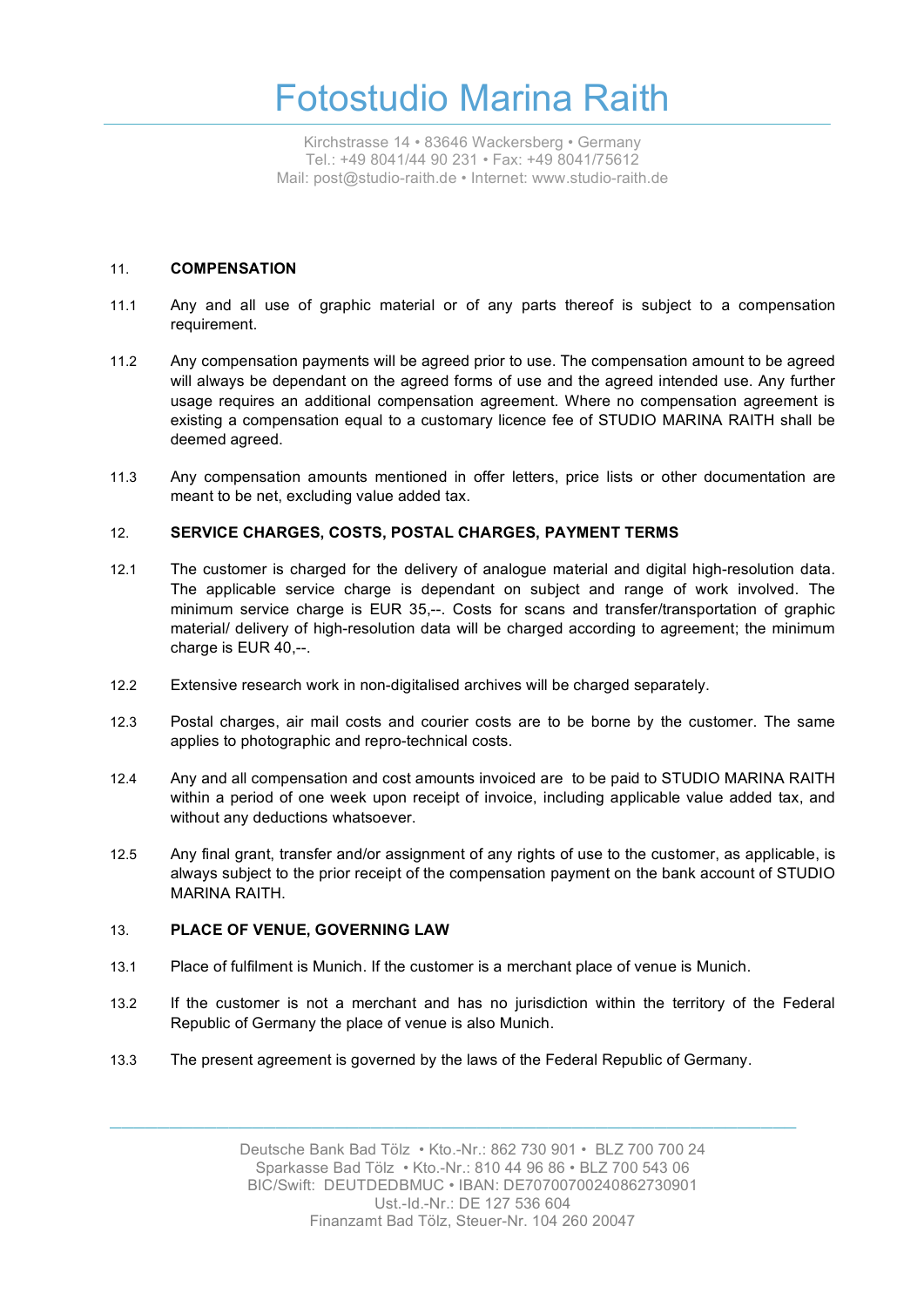## 11. COMPENSATION

11.1 Any and all use of graphic material or of any parts thereof is subject to a compensation requirement.

11.2 Any compensation payments will be agreed prior to use. The compensation amount to be agreed will always be dependant on the agreed forms of use and the agreed intended use. Any further usage requires an additional compensation agreement. Where no compensation agreement is existing a compensation equal to a customary licence fee of STUDIO MARINA RAITH shall be deemed agreed.

11.3 Any compensation amounts mentioned in offer letters, price lists or other documentation are meant to be net, excluding value added tax.

## 12. SERVICE CHARGES, COSTS, POSTAL CHARGES, PAYMENT TERMS

12.1 The customer is charged for the delivery of analogue material and digital high-resolution data. The applicable service charge is dependant on subject and range of work involved. The minimum service charge is EUR 35,--. Costs for scans and transfer/transportation of graphic material/ delivery of high-resolution data will be charged according to agreement; the minimum charge is EUR 40,--.

12.2 Extensive research work in non-digitalised archives will be charged separately.

12.3 Postal charges, air mail costs and courier costs are to be borne by the customer. The same applies to photographic and repro-technical costs.

12.4 Any and all compensation and cost amounts invoiced are to be paid to STUDIO MARINA RAITH within a period of one week upon receipt of invoice, including applicable value added tax, and without any deductions whatsoever.

12.5 Any final grant, transfer and/or assignment of any rights of use to the customer, as applicable, is always subject to the prior receipt of the compensation payment on the bank account of STUDIO MARINA RAITH.

## 13. PLACE OF VENUE, GOVERNING LAW

13.1 Place of fulfilment is Munich. If the customer is a merchant place of venue is Munich.

13.2 If the customer is not a merchant and has no jurisdiction within the territory of the Federal Republic of Germany the place of venue is also Munich.

13.3 The present agreement is governed by the laws of the Federal Republic of Germany.